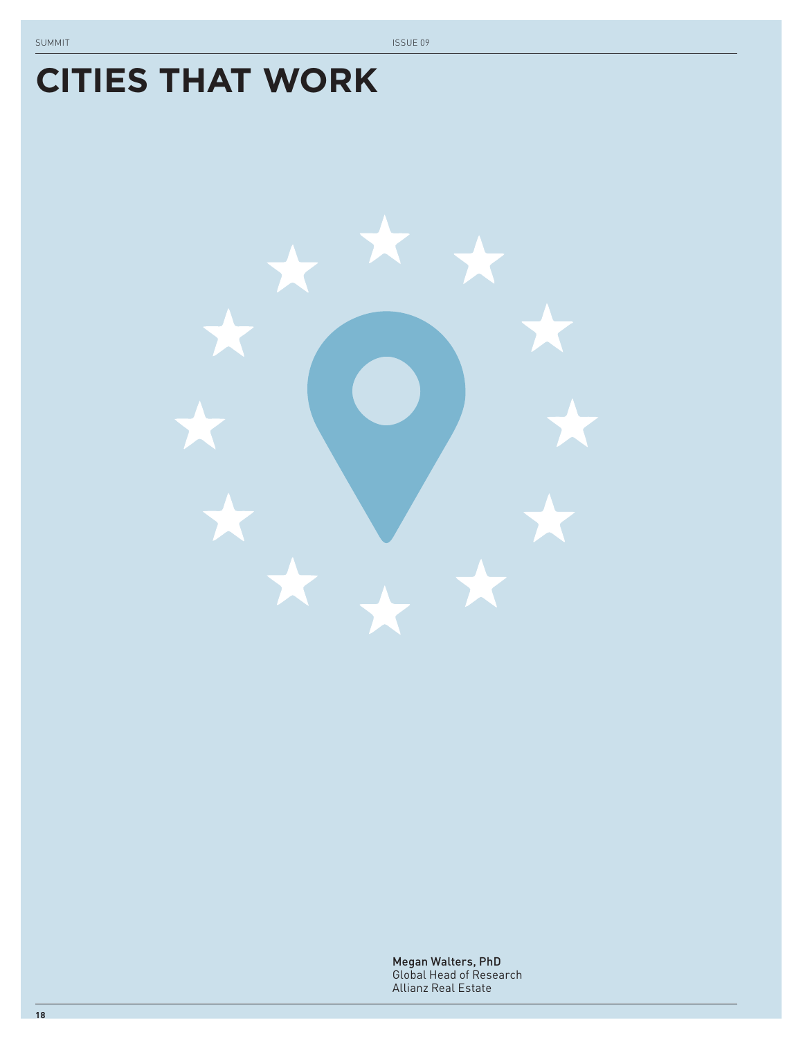# CITIES THAT WORK

**Megan Walters, PhD**
Global Head of Research
Allianz Real Estate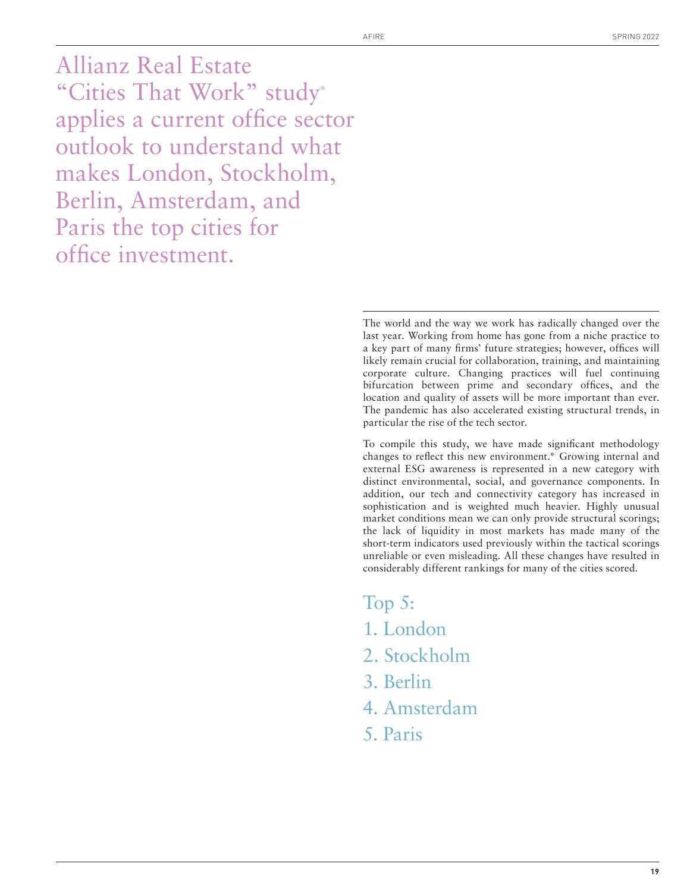# Allianz Real Estate "Cities That Work" study* applies a current office sector outlook to understand what makes London, Stockholm, Berlin, Amsterdam, and Paris the top cities for office investment.

The world and the way we work has radically changed over the last year. Working from home has gone from a niche practice to a key part of many firms' future strategies; however, offices will likely remain crucial for collaboration, training, and maintaining corporate culture. Changing practices will fuel continuing bifurcation between prime and secondary offices, and the location and quality of assets will be more important than ever. The pandemic has also accelerated existing structural trends, in particular the rise of the tech sector.

To compile this study, we have made significant methodology changes to reflect this new environment.* Growing internal and external ESG awareness is represented in a new category with distinct environmental, social, and governance components. In addition, our tech and connectivity category has increased in sophistication and is weighted much heavier. Highly unusual market conditions mean we can only provide structural scorings; the lack of liquidity in most markets has made many of the short-term indicators used previously within the tactical scorings unreliable or even misleading. All these changes have resulted in considerably different rankings for many of the cities scored.

## Top 5:

1. London
2. Stockholm
3. Berlin
4. Amsterdam
5. Paris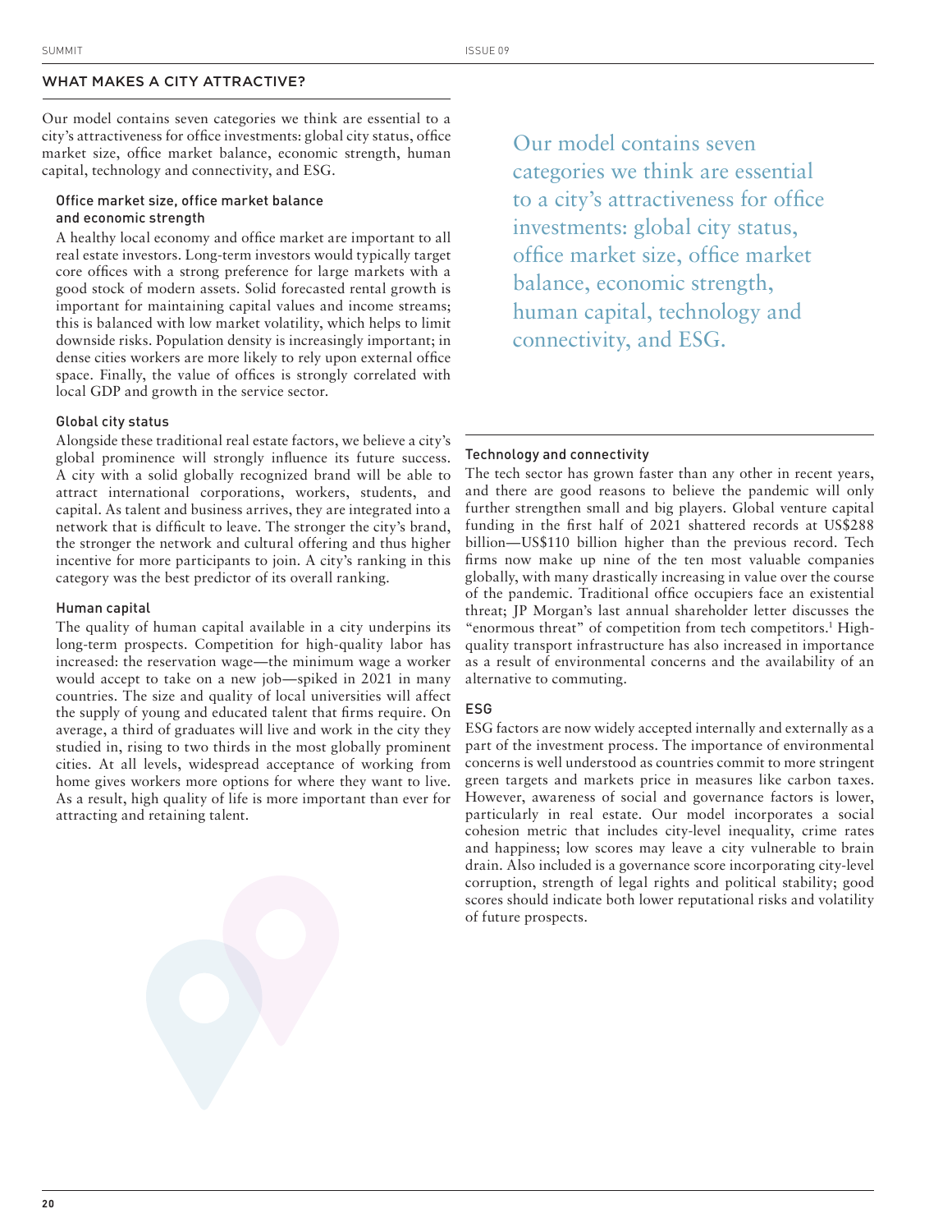## WHAT MAKES A CITY ATTRACTIVE?

Our model contains seven categories we think are essential to a city's attractiveness for office investments: global city status, office market size, office market balance, economic strength, human capital, technology and connectivity, and ESG.

### Office market size, office market balance and economic strength

A healthy local economy and office market are important to all real estate investors. Long-term investors would typically target core offices with a strong preference for large markets with a good stock of modern assets. Solid forecasted rental growth is important for maintaining capital values and income streams; this is balanced with low market volatility, which helps to limit downside risks. Population density is increasingly important; in dense cities workers are more likely to rely upon external office space. Finally, the value of offices is strongly correlated with local GDP and growth in the service sector.

### Global city status

Alongside these traditional real estate factors, we believe a city's global prominence will strongly influence its future success. A city with a solid globally recognized brand will be able to attract international corporations, workers, students, and capital. As talent and business arrives, they are integrated into a network that is difficult to leave. The stronger the city's brand, the stronger the network and cultural offering and thus higher incentive for more participants to join. A city's ranking in this category was the best predictor of its overall ranking.

### Human capital

The quality of human capital available in a city underpins its long-term prospects. Competition for high-quality labor has increased: the reservation wage—the minimum wage a worker would accept to take on a new job—spiked in 2021 in many countries. The size and quality of local universities will affect the supply of young and educated talent that firms require. On average, a third of graduates will live and work in the city they studied in, rising to two thirds in the most globally prominent cities. At all levels, widespread acceptance of working from home gives workers more options for where they want to live. As a result, high quality of life is more important than ever for attracting and retaining talent.

> Our model contains seven categories we think are essential to a city's attractiveness for office investments: global city status, office market size, office market balance, economic strength, human capital, technology and connectivity, and ESG.

### Technology and connectivity

The tech sector has grown faster than any other in recent years, and there are good reasons to believe the pandemic will only further strengthen small and big players. Global venture capital funding in the first half of 2021 shattered records at US$288 billion—US$110 billion higher than the previous record. Tech firms now make up nine of the ten most valuable companies globally, with many drastically increasing in value over the course of the pandemic. Traditional office occupiers face an existential threat; JP Morgan's last annual shareholder letter discusses the "enormous threat" of competition from tech competitors.[1] High-quality transport infrastructure has also increased in importance as a result of environmental concerns and the availability of an alternative to commuting.

### ESG

ESG factors are now widely accepted internally and externally as a part of the investment process. The importance of environmental concerns is well understood as countries commit to more stringent green targets and markets price in measures like carbon taxes. However, awareness of social and governance factors is lower, particularly in real estate. Our model incorporates a social cohesion metric that includes city-level inequality, crime rates and happiness; low scores may leave a city vulnerable to brain drain. Also included is a governance score incorporating city-level corruption, strength of legal rights and political stability; good scores should indicate both lower reputational risks and volatility of future prospects.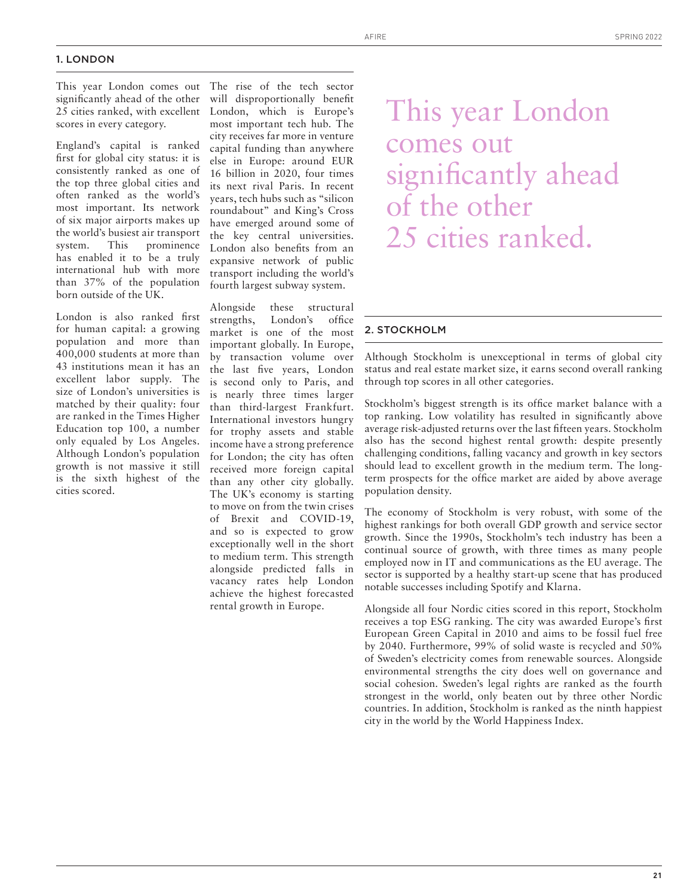## 1. LONDON

This year London comes out significantly ahead of the other 25 cities ranked, with excellent scores in every category.

England's capital is ranked first for global city status: it is consistently ranked as one of the top three global cities and often ranked as the world's most important. Its network of six major airports makes up the world's busiest air transport system. This prominence has enabled it to be a truly international hub with more than 37% of the population born outside of the UK.

London is also ranked first for human capital: a growing population and more than 400,000 students at more than 43 institutions mean it has an excellent labor supply. The size of London's universities is matched by their quality: four are ranked in the Times Higher Education top 100, a number only equaled by Los Angeles. Although London's population growth is not massive it still is the sixth highest of the cities scored.

The rise of the tech sector will disproportionally benefit London, which is Europe's most important tech hub. The city receives far more in venture capital funding than anywhere else in Europe: around EUR 16 billion in 2020, four times its next rival Paris. In recent years, tech hubs such as "silicon roundabout" and King's Cross have emerged around some of the key central universities. London also benefits from an expansive network of public transport including the world's fourth largest subway system.

Alongside these structural strengths, London's office market is one of the most important globally. In Europe, by transaction volume over the last five years, London is second only to Paris, and is nearly three times larger than third-largest Frankfurt. International investors hungry for trophy assets and stable income have a strong preference for London; the city has often received more foreign capital than any other city globally. The UK's economy is starting to move on from the twin crises of Brexit and COVID-19, and so is expected to grow exceptionally well in the short to medium term. This strength alongside predicted falls in vacancy rates help London achieve the highest forecasted rental growth in Europe.

> This year London comes out significantly ahead of the other 25 cities ranked.

## 2. STOCKHOLM

Although Stockholm is unexceptional in terms of global city status and real estate market size, it earns second overall ranking through top scores in all other categories.

Stockholm's biggest strength is its office market balance with a top ranking. Low volatility has resulted in significantly above average risk-adjusted returns over the last fifteen years. Stockholm also has the second highest rental growth: despite presently challenging conditions, falling vacancy and growth in key sectors should lead to excellent growth in the medium term. The long-term prospects for the office market are aided by above average population density.

The economy of Stockholm is very robust, with some of the highest rankings for both overall GDP growth and service sector growth. Since the 1990s, Stockholm's tech industry has been a continual source of growth, with three times as many people employed now in IT and communications as the EU average. The sector is supported by a healthy start-up scene that has produced notable successes including Spotify and Klarna.

Alongside all four Nordic cities scored in this report, Stockholm receives a top ESG ranking. The city was awarded Europe's first European Green Capital in 2010 and aims to be fossil fuel free by 2040. Furthermore, 99% of solid waste is recycled and 50% of Sweden's electricity comes from renewable sources. Alongside environmental strengths the city does well on governance and social cohesion. Sweden's legal rights are ranked as the fourth strongest in the world, only beaten out by three other Nordic countries. In addition, Stockholm is ranked as the ninth happiest city in the world by the World Happiness Index.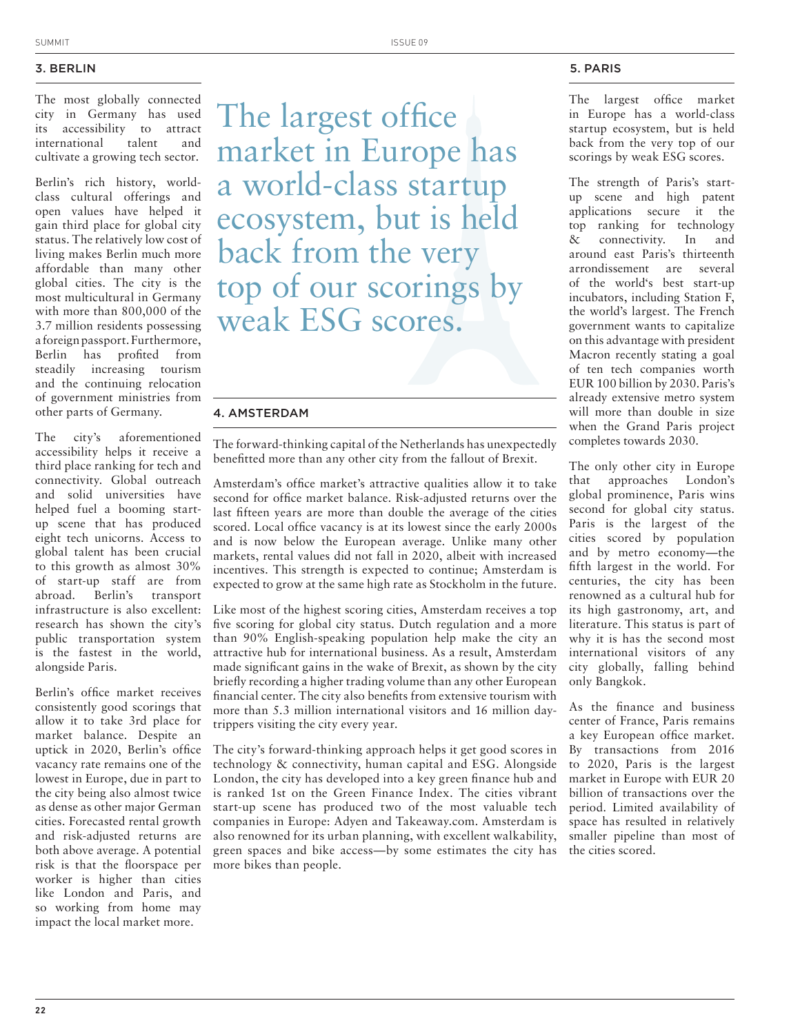## 3. BERLIN

The most globally connected city in Germany has used its accessibility to attract international talent and cultivate a growing tech sector.

Berlin's rich history, world-class cultural offerings and open values have helped it gain third place for global city status. The relatively low cost of living makes Berlin much more affordable than many other global cities. The city is the most multicultural in Germany with more than 800,000 of the 3.7 million residents possessing a foreign passport. Furthermore, Berlin has profited from steadily increasing tourism and the continuing relocation of government ministries from other parts of Germany.

The city's aforementioned accessibility helps it receive a third place ranking for tech and connectivity. Global outreach and solid universities have helped fuel a booming start-up scene that has produced eight tech unicorns. Access to global talent has been crucial to this growth as almost 30% of start-up staff are from abroad. Berlin's transport infrastructure is also excellent: research has shown the city's public transportation system is the fastest in the world, alongside Paris.

Berlin's office market receives consistently good scorings that allow it to take 3rd place for market balance. Despite an uptick in 2020, Berlin's office vacancy rate remains one of the lowest in Europe, due in part to the city being also almost twice as dense as other major German cities. Forecasted rental growth and risk-adjusted returns are both above average. A potential risk is that the floorspace per worker is higher than cities like London and Paris, and so working from home may impact the local market more.

> The largest office market in Europe has a world-class startup ecosystem, but is held back from the very top of our scorings by weak ESG scores.

## 4. AMSTERDAM

The forward-thinking capital of the Netherlands has unexpectedly benefitted more than any other city from the fallout of Brexit.

Amsterdam's office market's attractive qualities allow it to take second for office market balance. Risk-adjusted returns over the last fifteen years are more than double the average of the cities scored. Local office vacancy is at its lowest since the early 2000s and is now below the European average. Unlike many other markets, rental values did not fall in 2020, albeit with increased incentives. This strength is expected to continue; Amsterdam is expected to grow at the same high rate as Stockholm in the future.

Like most of the highest scoring cities, Amsterdam receives a top five scoring for global city status. Dutch regulation and a more than 90% English-speaking population help make the city an attractive hub for international business. As a result, Amsterdam made significant gains in the wake of Brexit, as shown by the city briefly recording a higher trading volume than any other European financial center. The city also benefits from extensive tourism with more than 5.3 million international visitors and 16 million day-trippers visiting the city every year.

The city's forward-thinking approach helps it get good scores in technology & connectivity, human capital and ESG. Alongside London, the city has developed into a key green finance hub and is ranked 1st on the Green Finance Index. The cities vibrant start-up scene has produced two of the most valuable tech companies in Europe: Adyen and Takeaway.com. Amsterdam is also renowned for its urban planning, with excellent walkability, green spaces and bike access—by some estimates the city has more bikes than people.

## 5. PARIS

The largest office market in Europe has a world-class startup ecosystem, but is held back from the very top of our scorings by weak ESG scores.

The strength of Paris's start-up scene and high patent applications secure it the top ranking for technology & connectivity. In and around east Paris's thirteenth arrondissement are several of the world's best start-up incubators, including Station F, the world's largest. The French government wants to capitalize on this advantage with president Macron recently stating a goal of ten tech companies worth EUR 100 billion by 2030. Paris's already extensive metro system will more than double in size when the Grand Paris project completes towards 2030.

The only other city in Europe that approaches London's global prominence, Paris wins second for global city status. Paris is the largest of the cities scored by population and by metro economy—the fifth largest in the world. For centuries, the city has been renowned as a cultural hub for its high gastronomy, art, and literature. This status is part of why it is has the second most international visitors of any city globally, falling behind only Bangkok.

As the finance and business center of France, Paris remains a key European office market. By transactions from 2016 to 2020, Paris is the largest market in Europe with EUR 20 billion of transactions over the period. Limited availability of space has resulted in relatively smaller pipeline than most of the cities scored.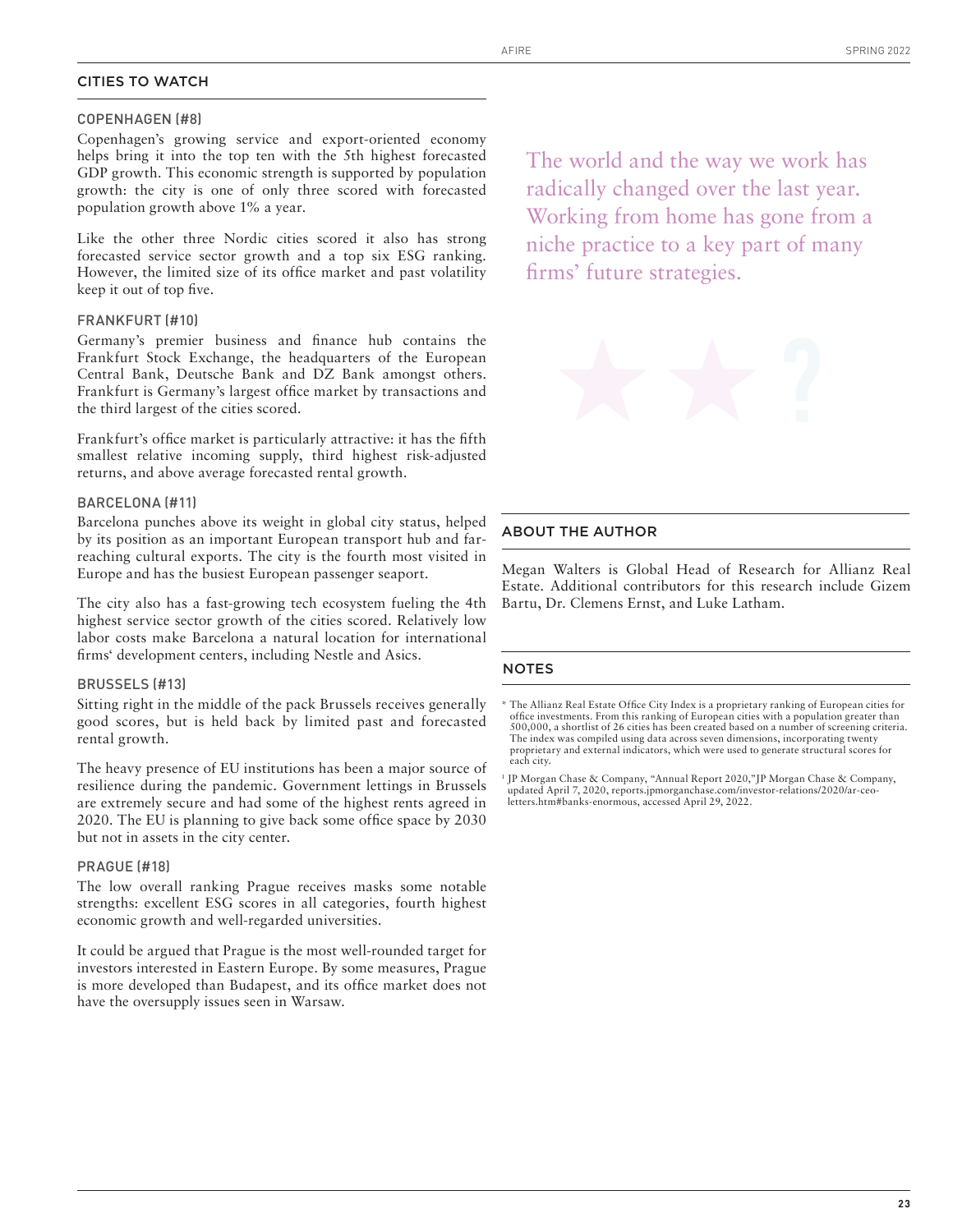## CITIES TO WATCH

### COPENHAGEN (#8)

Copenhagen's growing service and export-oriented economy helps bring it into the top ten with the 5th highest forecasted GDP growth. This economic strength is supported by population growth: the city is one of only three scored with forecasted population growth above 1% a year.

Like the other three Nordic cities scored it also has strong forecasted service sector growth and a top six ESG ranking. However, the limited size of its office market and past volatility keep it out of top five.

### FRANKFURT (#10)

Germany's premier business and finance hub contains the Frankfurt Stock Exchange, the headquarters of the European Central Bank, Deutsche Bank and DZ Bank amongst others. Frankfurt is Germany's largest office market by transactions and the third largest of the cities scored.

Frankfurt's office market is particularly attractive: it has the fifth smallest relative incoming supply, third highest risk-adjusted returns, and above average forecasted rental growth.

### BARCELONA (#11)

Barcelona punches above its weight in global city status, helped by its position as an important European transport hub and far-reaching cultural exports. The city is the fourth most visited in Europe and has the busiest European passenger seaport.

The city also has a fast-growing tech ecosystem fueling the 4th highest service sector growth of the cities scored. Relatively low labor costs make Barcelona a natural location for international firms‘ development centers, including Nestle and Asics.

### BRUSSELS (#13)

Sitting right in the middle of the pack Brussels receives generally good scores, but is held back by limited past and forecasted rental growth.

The heavy presence of EU institutions has been a major source of resilience during the pandemic. Government lettings in Brussels are extremely secure and had some of the highest rents agreed in 2020. The EU is planning to give back some office space by 2030 but not in assets in the city center.

### PRAGUE (#18)

The low overall ranking Prague receives masks some notable strengths: excellent ESG scores in all categories, fourth highest economic growth and well-regarded universities.

It could be argued that Prague is the most well-rounded target for investors interested in Eastern Europe. By some measures, Prague is more developed than Budapest, and its office market does not have the oversupply issues seen in Warsaw.

The world and the way we work has radically changed over the last year. Working from home has gone from a niche practice to a key part of many firms' future strategies.

## ABOUT THE AUTHOR

Megan Walters is Global Head of Research for Allianz Real Estate. Additional contributors for this research include Gizem Bartu, Dr. Clemens Ernst, and Luke Latham.

## NOTES

* The Allianz Real Estate Office City Index is a proprietary ranking of European cities for office investments. From this ranking of European cities with a population greater than 500,000, a shortlist of 26 cities has been created based on a number of screening criteria. The index was compiled using data across seven dimensions, incorporating twenty proprietary and external indicators, which were used to generate structural scores for each city.

[1] JP Morgan Chase & Company, "Annual Report 2020,"JP Morgan Chase & Company, updated April 7, 2020, reports.jpmorganchase.com/investor-relations/2020/ar-ceo-letters.htm#banks-enormous, accessed April 29, 2022.